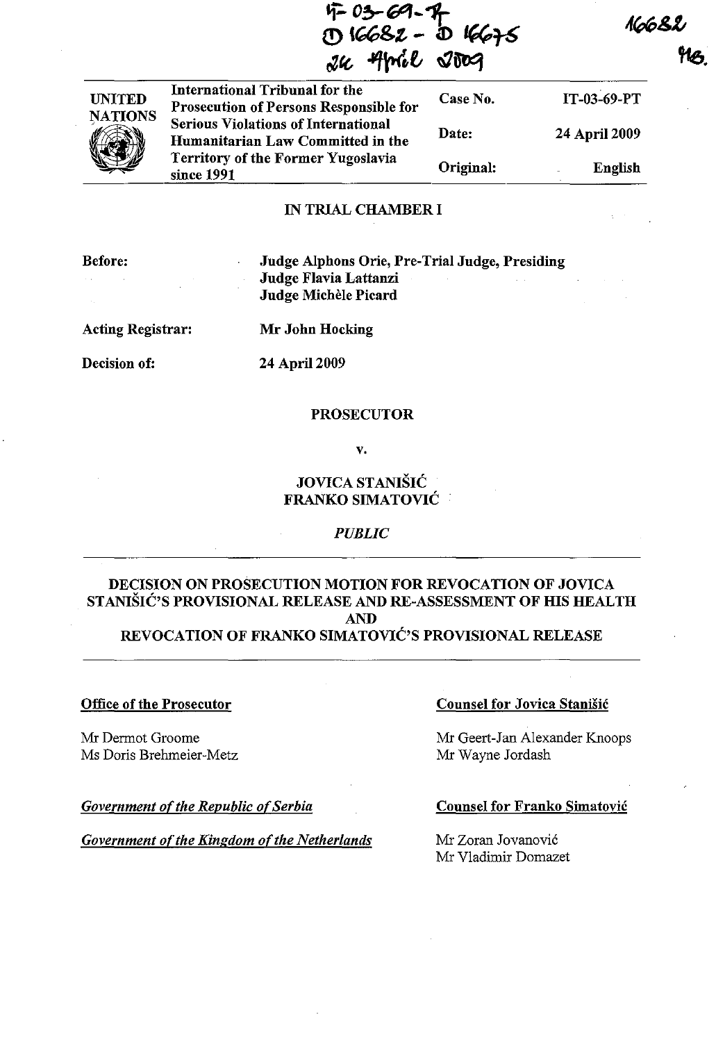IT-03-69-T
D 16682 - D 16675
24 April 2009

16682
MB.

| UNITED NATIONS | International Tribunal for the Prosecution of Persons Responsible for Serious Violations of International Humanitarian Law Committed in the Territory of the Former Yugoslavia since 1991 | Case No. | IT-03-69-PT |
|---|---|---|---|
| | | Date: | 24 April 2009 |
| | | Original: | English |

## IN TRIAL CHAMBER I

**Before:** **Judge Alphons Orie, Pre-Trial Judge, Presiding**
**Judge Flavia Lattanzi**
**Judge Michèle Picard**

**Acting Registrar:** **Mr John Hocking**

**Decision of:** **24 April 2009**

**PROSECUTOR**

**v.**

**JOVICA STANIŠIĆ**
**FRANKO SIMATOVIĆ**

***PUBLIC***

# DECISION ON PROSECUTION MOTION FOR REVOCATION OF JOVICA STANIŠIĆ'S PROVISIONAL RELEASE AND RE-ASSESSMENT OF HIS HEALTH AND REVOCATION OF FRANKO SIMATOVIĆ'S PROVISIONAL RELEASE

**Office of the Prosecutor**

Mr Dermot Groome
Ms Doris Brehmeier-Metz

***Government of the Republic of Serbia***

***Government of the Kingdom of the Netherlands***

**Counsel for Jovica Stanišić**

Mr Geert-Jan Alexander Knoops
Mr Wayne Jordash

**Counsel for Franko Simatović**

Mr Zoran Jovanović
Mr Vladimir Domazet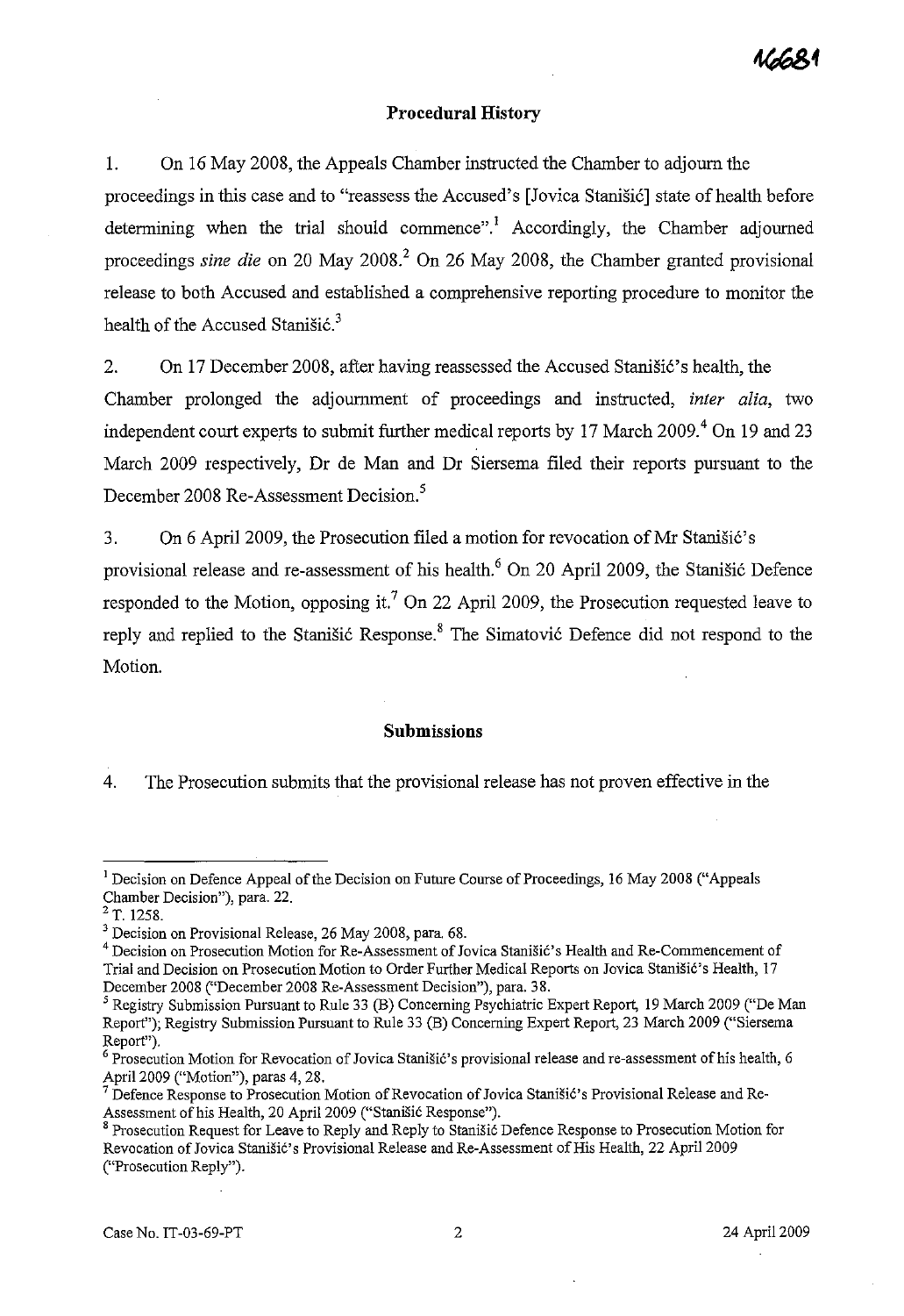## Procedural History

1. On 16 May 2008, the Appeals Chamber instructed the Chamber to adjourn the proceedings in this case and to "reassess the Accused's [Jovica Stanišić] state of health before determining when the trial should commence".[1] Accordingly, the Chamber adjourned proceedings *sine die* on 20 May 2008.[2] On 26 May 2008, the Chamber granted provisional release to both Accused and established a comprehensive reporting procedure to monitor the health of the Accused Stanišić.[3]

2. On 17 December 2008, after having reassessed the Accused Stanišić's health, the Chamber prolonged the adjournment of proceedings and instructed, *inter alia*, two independent court experts to submit further medical reports by 17 March 2009.[4] On 19 and 23 March 2009 respectively, Dr de Man and Dr Siersema filed their reports pursuant to the December 2008 Re-Assessment Decision.[5]

3. On 6 April 2009, the Prosecution filed a motion for revocation of Mr Stanišić's provisional release and re-assessment of his health.[6] On 20 April 2009, the Stanišić Defence responded to the Motion, opposing it.[7] On 22 April 2009, the Prosecution requested leave to reply and replied to the Stanišić Response.[8] The Simatović Defence did not respond to the Motion.

## Submissions

4. The Prosecution submits that the provisional release has not proven effective in the

---

[1] Decision on Defence Appeal of the Decision on Future Course of Proceedings, 16 May 2008 ("Appeals Chamber Decision"), para. 22.

[2] T. 1258.

[3] Decision on Provisional Release, 26 May 2008, para. 68.

[4] Decision on Prosecution Motion for Re-Assessment of Jovica Stanišić's Health and Re-Commencement of Trial and Decision on Prosecution Motion to Order Further Medical Reports on Jovica Stanišić's Health, 17 December 2008 ("December 2008 Re-Assessment Decision"), para. 38.

[5] Registry Submission Pursuant to Rule 33 (B) Concerning Psychiatric Expert Report, 19 March 2009 ("De Man Report"); Registry Submission Pursuant to Rule 33 (B) Concerning Expert Report, 23 March 2009 ("Siersema Report").

[6] Prosecution Motion for Revocation of Jovica Stanišić's provisional release and re-assessment of his health, 6 April 2009 ("Motion"), paras 4, 28.

[7] Defence Response to Prosecution Motion of Revocation of Jovica Stanišić's Provisional Release and Re-Assessment of his Health, 20 April 2009 ("Stanišić Response").

[8] Prosecution Request for Leave to Reply and Reply to Stanišić Defence Response to Prosecution Motion for Revocation of Jovica Stanišić's Provisional Release and Re-Assessment of His Health, 22 April 2009 ("Prosecution Reply").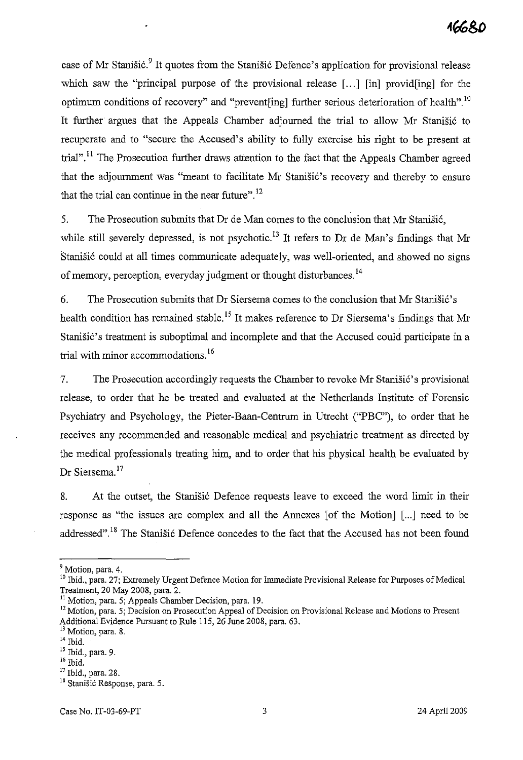case of Mr Stanišić.[9] It quotes from the Stanišić Defence's application for provisional release which saw the "principal purpose of the provisional release [...] [in] provid[ing] for the optimum conditions of recovery" and "prevent[ing] further serious deterioration of health".[10] It further argues that the Appeals Chamber adjourned the trial to allow Mr Stanišić to recuperate and to "secure the Accused's ability to fully exercise his right to be present at trial".[11] The Prosecution further draws attention to the fact that the Appeals Chamber agreed that the adjournment was "meant to facilitate Mr Stanišić's recovery and thereby to ensure that the trial can continue in the near future".[12]

5. The Prosecution submits that Dr de Man comes to the conclusion that Mr Stanišić, while still severely depressed, is not psychotic.[13] It refers to Dr de Man's findings that Mr Stanišić could at all times communicate adequately, was well-oriented, and showed no signs of memory, perception, everyday judgment or thought disturbances.[14]

6. The Prosecution submits that Dr Siersema comes to the conclusion that Mr Stanišić's health condition has remained stable.[15] It makes reference to Dr Siersema's findings that Mr Stanišić's treatment is suboptimal and incomplete and that the Accused could participate in a trial with minor accommodations.[16]

7. The Prosecution accordingly requests the Chamber to revoke Mr Stanišić's provisional release, to order that he be treated and evaluated at the Netherlands Institute of Forensic Psychiatry and Psychology, the Pieter-Baan-Centrum in Utrecht ("PBC"), to order that he receives any recommended and reasonable medical and psychiatric treatment as directed by the medical professionals treating him, and to order that his physical health be evaluated by Dr Siersema.[17]

8. At the outset, the Stanišić Defence requests leave to exceed the word limit in their response as "the issues are complex and all the Annexes [of the Motion] [...] need to be addressed".[18] The Stanišić Defence concedes to the fact that the Accused has not been found

---

[9] Motion, para. 4.

[10] Ibid., para. 27; Extremely Urgent Defence Motion for Immediate Provisional Release for Purposes of Medical Treatment, 20 May 2008, para. 2.

[11] Motion, para. 5; Appeals Chamber Decision, para. 19.

[12] Motion, para. 5; Decision on Prosecution Appeal of Decision on Provisional Release and Motions to Present Additional Evidence Pursuant to Rule 115, 26 June 2008, para. 63.

[13] Motion, para. 8.

[14] Ibid.

[15] Ibid., para. 9.

[16] Ibid.

[17] Ibid., para. 28.

[18] Stanišić Response, para. 5.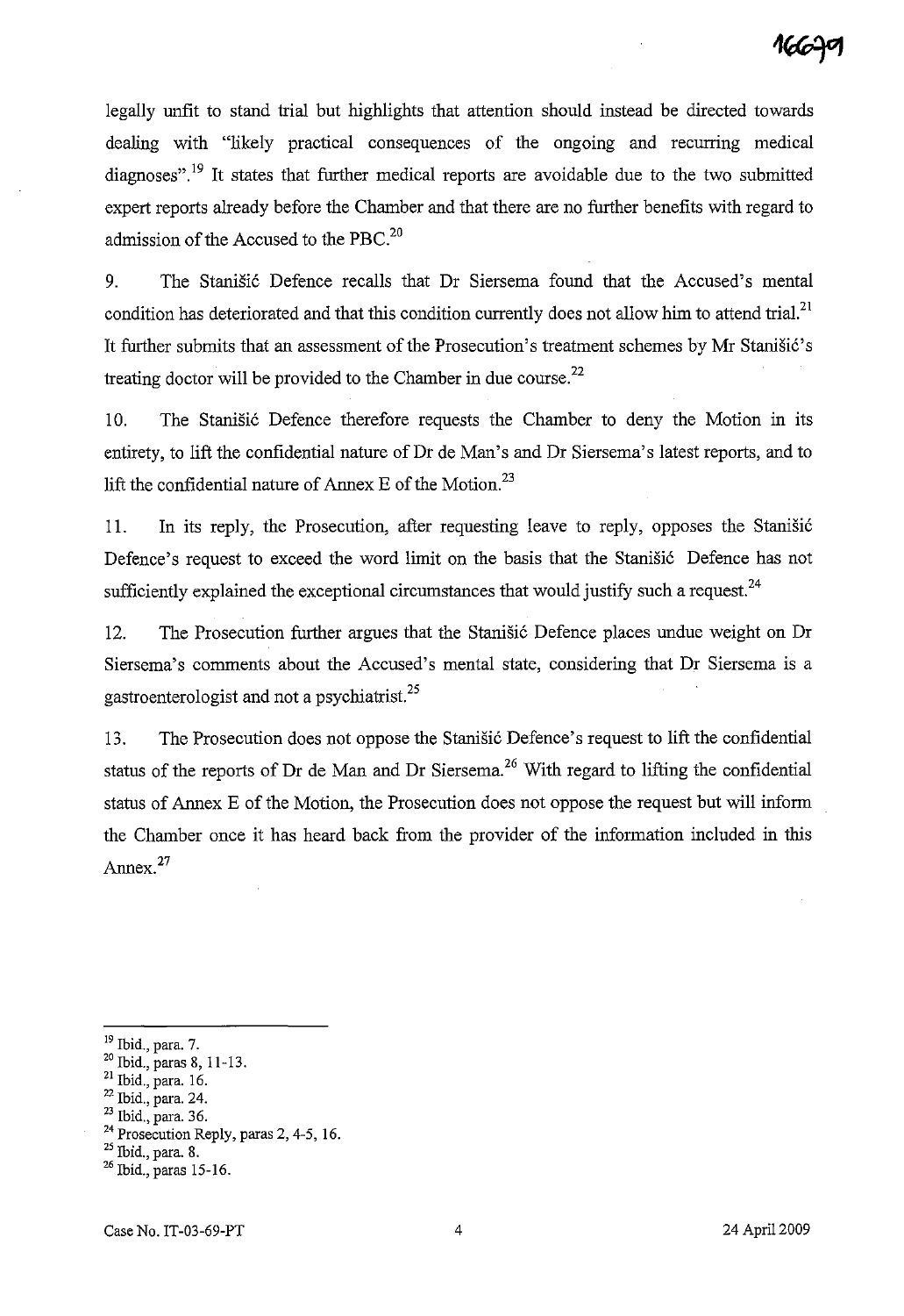legally unfit to stand trial but highlights that attention should instead be directed towards dealing with "likely practical consequences of the ongoing and recurring medical diagnoses".[19] It states that further medical reports are avoidable due to the two submitted expert reports already before the Chamber and that there are no further benefits with regard to admission of the Accused to the PBC.[20]

9. The Stanišić Defence recalls that Dr Siersema found that the Accused's mental condition has deteriorated and that this condition currently does not allow him to attend trial.[21] It further submits that an assessment of the Prosecution's treatment schemes by Mr Stanišić's treating doctor will be provided to the Chamber in due course.[22]

10. The Stanišić Defence therefore requests the Chamber to deny the Motion in its entirety, to lift the confidential nature of Dr de Man's and Dr Siersema's latest reports, and to lift the confidential nature of Annex E of the Motion.[23]

11. In its reply, the Prosecution, after requesting leave to reply, opposes the Stanišić Defence's request to exceed the word limit on the basis that the Stanišić Defence has not sufficiently explained the exceptional circumstances that would justify such a request.[24]

12. The Prosecution further argues that the Stanišić Defence places undue weight on Dr Siersema's comments about the Accused's mental state, considering that Dr Siersema is a gastroenterologist and not a psychiatrist.[25]

13. The Prosecution does not oppose the Stanišić Defence's request to lift the confidential status of the reports of Dr de Man and Dr Siersema.[26] With regard to lifting the confidential status of Annex E of the Motion, the Prosecution does not oppose the request but will inform the Chamber once it has heard back from the provider of the information included in this Annex.[27]

---

[19] Ibid., para. 7.
[20] Ibid., paras 8, 11-13.
[21] Ibid., para. 16.
[22] Ibid., para. 24.
[23] Ibid., para. 36.
[24] Prosecution Reply, paras 2, 4-5, 16.
[25] Ibid., para. 8.
[26] Ibid., paras 15-16.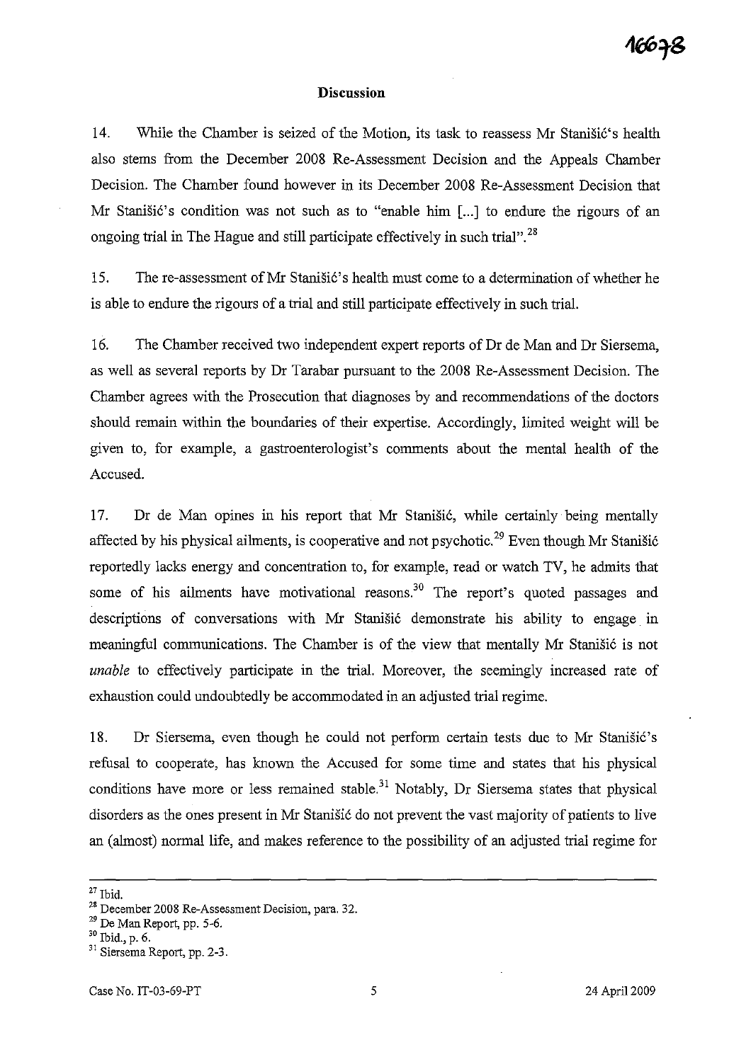## Discussion

14. While the Chamber is seized of the Motion, its task to reassess Mr Stanišić's health also stems from the December 2008 Re-Assessment Decision and the Appeals Chamber Decision. The Chamber found however in its December 2008 Re-Assessment Decision that Mr Stanišić's condition was not such as to "enable him [...] to endure the rigours of an ongoing trial in The Hague and still participate effectively in such trial".[28]

15. The re-assessment of Mr Stanišić's health must come to a determination of whether he is able to endure the rigours of a trial and still participate effectively in such trial.

16. The Chamber received two independent expert reports of Dr de Man and Dr Siersema, as well as several reports by Dr Tarabar pursuant to the 2008 Re-Assessment Decision. The Chamber agrees with the Prosecution that diagnoses by and recommendations of the doctors should remain within the boundaries of their expertise. Accordingly, limited weight will be given to, for example, a gastroenterologist's comments about the mental health of the Accused.

17. Dr de Man opines in his report that Mr Stanišić, while certainly being mentally affected by his physical ailments, is cooperative and not psychotic.[29] Even though Mr Stanišić reportedly lacks energy and concentration to, for example, read or watch TV, he admits that some of his ailments have motivational reasons.[30] The report's quoted passages and descriptions of conversations with Mr Stanišić demonstrate his ability to engage in meaningful communications. The Chamber is of the view that mentally Mr Stanišić is not *unable* to effectively participate in the trial. Moreover, the seemingly increased rate of exhaustion could undoubtedly be accommodated in an adjusted trial regime.

18. Dr Siersema, even though he could not perform certain tests due to Mr Stanišić's refusal to cooperate, has known the Accused for some time and states that his physical conditions have more or less remained stable.[31] Notably, Dr Siersema states that physical disorders as the ones present in Mr Stanišić do not prevent the vast majority of patients to live an (almost) normal life, and makes reference to the possibility of an adjusted trial regime for

---

[27] Ibid.

[28] December 2008 Re-Assessment Decision, para. 32.

[29] De Man Report, pp. 5-6.

[30] Ibid., p. 6.

[31] Siersema Report, pp. 2-3.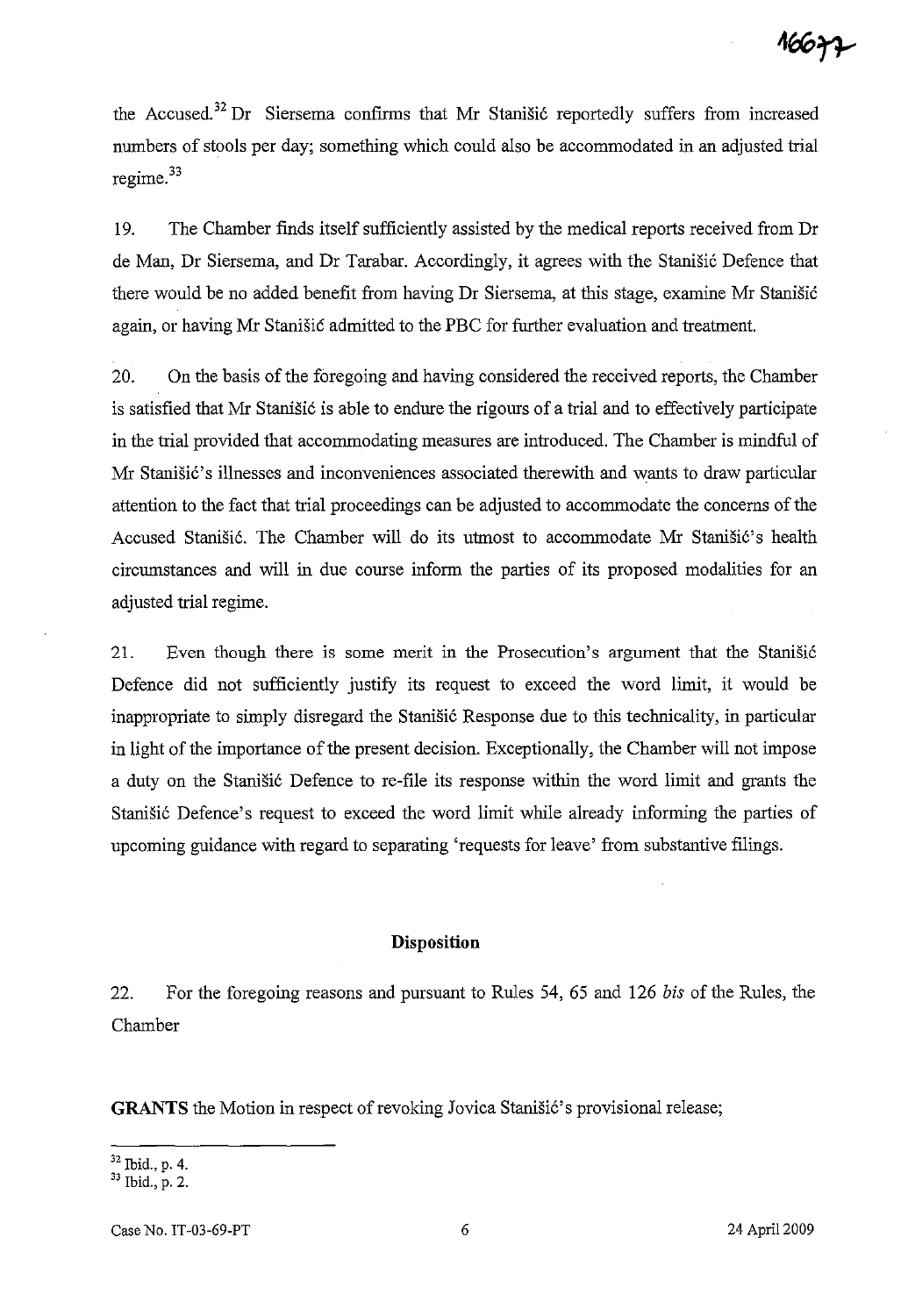the Accused.[32] Dr Siersema confirms that Mr Stanišić reportedly suffers from increased numbers of stools per day; something which could also be accommodated in an adjusted trial regime.[33]

19. The Chamber finds itself sufficiently assisted by the medical reports received from Dr de Man, Dr Siersema, and Dr Tarabar. Accordingly, it agrees with the Stanišić Defence that there would be no added benefit from having Dr Siersema, at this stage, examine Mr Stanišić again, or having Mr Stanišić admitted to the PBC for further evaluation and treatment.

20. On the basis of the foregoing and having considered the received reports, the Chamber is satisfied that Mr Stanišić is able to endure the rigours of a trial and to effectively participate in the trial provided that accommodating measures are introduced. The Chamber is mindful of Mr Stanišić's illnesses and inconveniences associated therewith and wants to draw particular attention to the fact that trial proceedings can be adjusted to accommodate the concerns of the Accused Stanišić. The Chamber will do its utmost to accommodate Mr Stanišić's health circumstances and will in due course inform the parties of its proposed modalities for an adjusted trial regime.

21. Even though there is some merit in the Prosecution's argument that the Stanišić Defence did not sufficiently justify its request to exceed the word limit, it would be inappropriate to simply disregard the Stanišić Response due to this technicality, in particular in light of the importance of the present decision. Exceptionally, the Chamber will not impose a duty on the Stanišić Defence to re-file its response within the word limit and grants the Stanišić Defence's request to exceed the word limit while already informing the parties of upcoming guidance with regard to separating 'requests for leave' from substantive filings.

## Disposition

22. For the foregoing reasons and pursuant to Rules 54, 65 and 126 *bis* of the Rules, the Chamber

**GRANTS** the Motion in respect of revoking Jovica Stanišić's provisional release;

---

[32] Ibid., p. 4.

[33] Ibid., p. 2.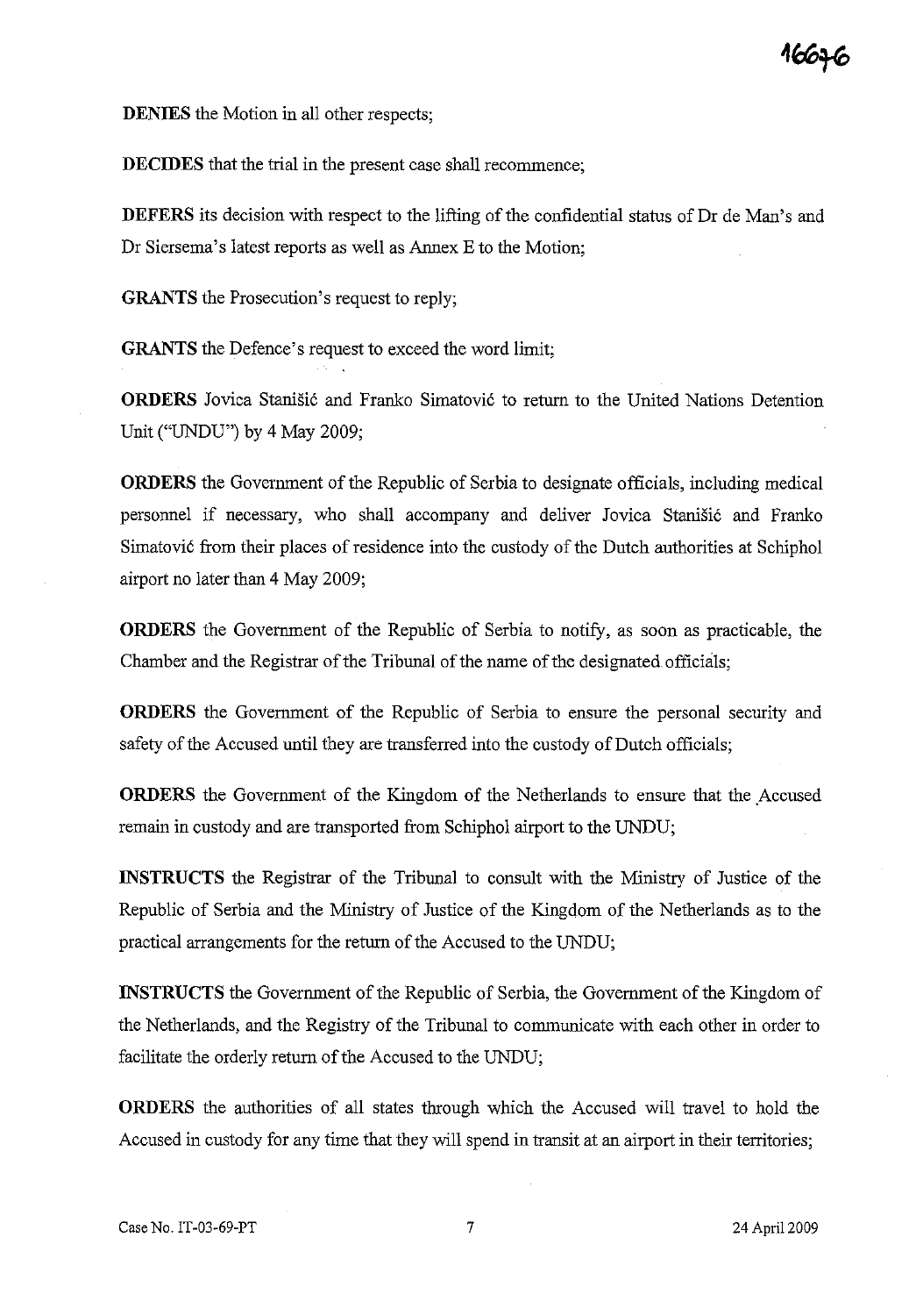**DENIES** the Motion in all other respects;

**DECIDES** that the trial in the present case shall recommence;

**DEFERS** its decision with respect to the lifting of the confidential status of Dr de Man's and Dr Siersema's latest reports as well as Annex E to the Motion;

**GRANTS** the Prosecution's request to reply;

**GRANTS** the Defence's request to exceed the word limit;

**ORDERS** Jovica Stanišić and Franko Simatović to return to the United Nations Detention Unit ("UNDU") by 4 May 2009;

**ORDERS** the Government of the Republic of Serbia to designate officials, including medical personnel if necessary, who shall accompany and deliver Jovica Stanišić and Franko Simatović from their places of residence into the custody of the Dutch authorities at Schiphol airport no later than 4 May 2009;

**ORDERS** the Government of the Republic of Serbia to notify, as soon as practicable, the Chamber and the Registrar of the Tribunal of the name of the designated officials;

**ORDERS** the Government of the Republic of Serbia to ensure the personal security and safety of the Accused until they are transferred into the custody of Dutch officials;

**ORDERS** the Government of the Kingdom of the Netherlands to ensure that the Accused remain in custody and are transported from Schiphol airport to the UNDU;

**INSTRUCTS** the Registrar of the Tribunal to consult with the Ministry of Justice of the Republic of Serbia and the Ministry of Justice of the Kingdom of the Netherlands as to the practical arrangements for the return of the Accused to the UNDU;

**INSTRUCTS** the Government of the Republic of Serbia, the Government of the Kingdom of the Netherlands, and the Registry of the Tribunal to communicate with each other in order to facilitate the orderly return of the Accused to the UNDU;

**ORDERS** the authorities of all states through which the Accused will travel to hold the Accused in custody for any time that they will spend in transit at an airport in their territories;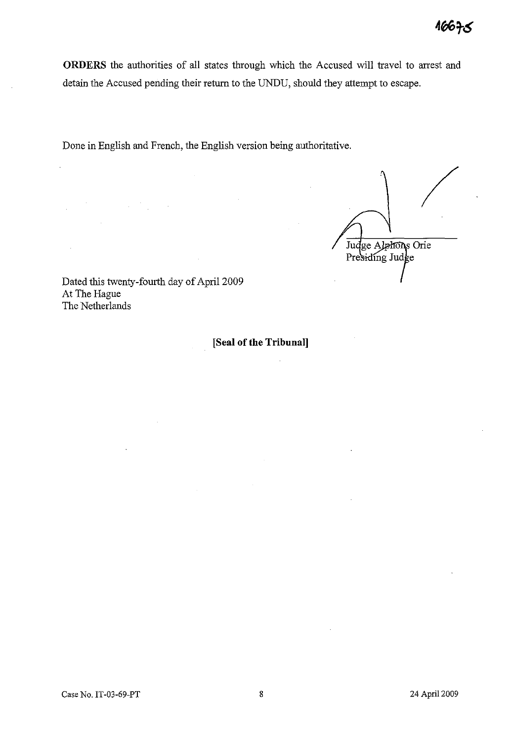**ORDERS** the authorities of all states through which the Accused will travel to arrest and detain the Accused pending their return to the UNDU, should they attempt to escape.

Done in English and French, the English version being authoritative.

Judge Alphons Orie
Presiding Judge

Dated this twenty-fourth day of April 2009
At The Hague
The Netherlands

**[Seal of the Tribunal]**